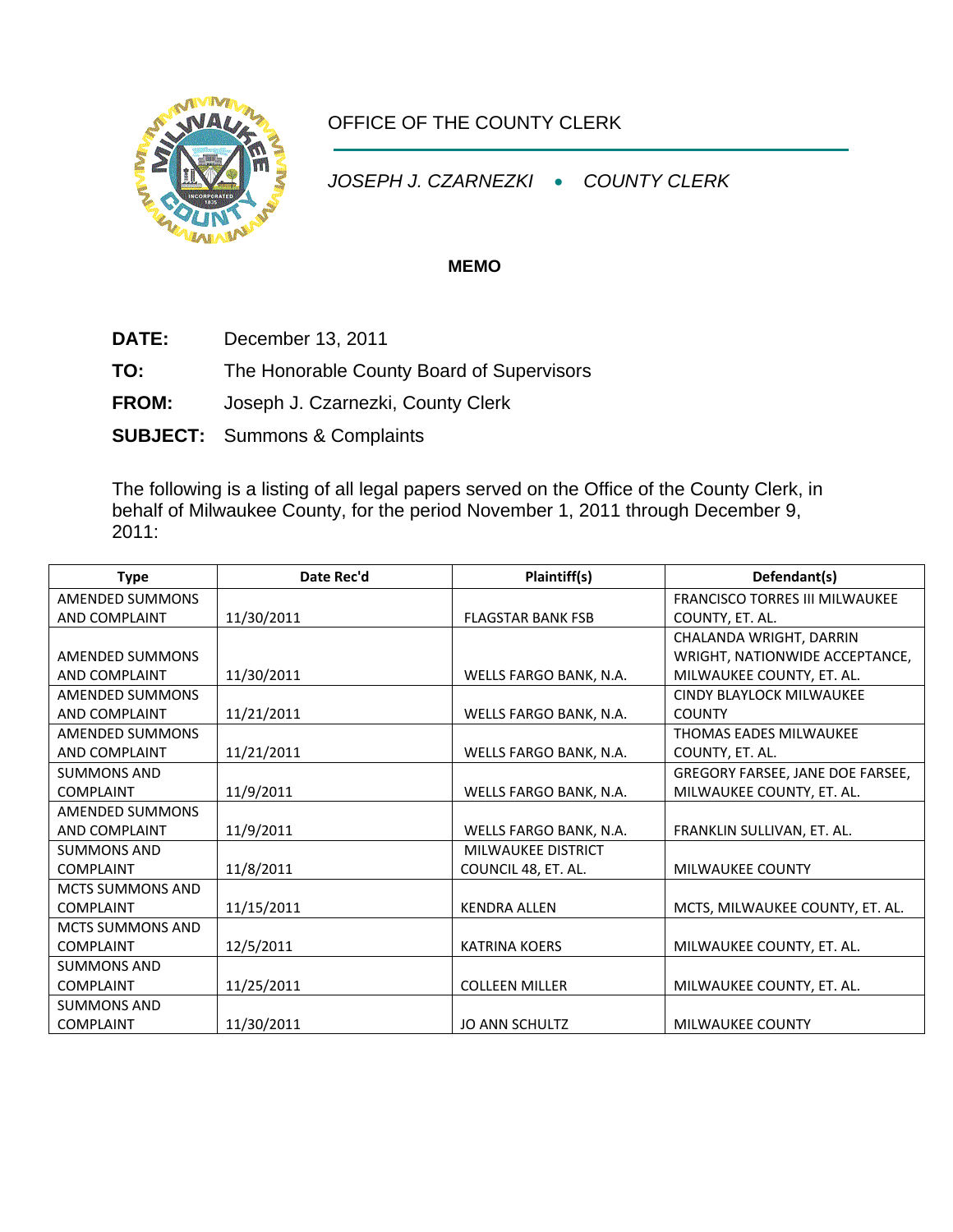OFFICE OF THE COUNTY CLERK

*JOSEPH J. CZARNEZKI • COUNTY CLERK*

**MEMO**

**DATE:** December 13, 2011

**TO:** The Honorable County Board of Supervisors

**FROM:** Joseph J. Czarnezki, County Clerk

**SUBJECT:** Summons & Complaints

The following is a listing of all legal papers served on the Office of the County Clerk, in behalf of Milwaukee County, for the period November 1, 2011 through December 9, 2011:

| Type | Date Rec'd | Plaintiff(s) | Defendant(s) |
|---|---|---|---|
| AMENDED SUMMONS AND COMPLAINT | 11/30/2011 | FLAGSTAR BANK FSB | FRANCISCO TORRES III MILWAUKEE COUNTY, ET. AL. |
| AMENDED SUMMONS AND COMPLAINT | 11/30/2011 | WELLS FARGO BANK, N.A. | CHALANDA WRIGHT, DARRIN WRIGHT, NATIONWIDE ACCEPTANCE, MILWAUKEE COUNTY, ET. AL. |
| AMENDED SUMMONS AND COMPLAINT | 11/21/2011 | WELLS FARGO BANK, N.A. | CINDY BLAYLOCK MILWAUKEE COUNTY |
| AMENDED SUMMONS AND COMPLAINT | 11/21/2011 | WELLS FARGO BANK, N.A. | THOMAS EADES MILWAUKEE COUNTY, ET. AL. |
| SUMMONS AND COMPLAINT | 11/9/2011 | WELLS FARGO BANK, N.A. | GREGORY FARSEE, JANE DOE FARSEE, MILWAUKEE COUNTY, ET. AL. |
| AMENDED SUMMONS AND COMPLAINT | 11/9/2011 | WELLS FARGO BANK, N.A. | FRANKLIN SULLIVAN, ET. AL. |
| SUMMONS AND COMPLAINT | 11/8/2011 | MILWAUKEE DISTRICT COUNCIL 48, ET. AL. | MILWAUKEE COUNTY |
| MCTS SUMMONS AND COMPLAINT | 11/15/2011 | KENDRA ALLEN | MCTS, MILWAUKEE COUNTY, ET. AL. |
| MCTS SUMMONS AND COMPLAINT | 12/5/2011 | KATRINA KOERS | MILWAUKEE COUNTY, ET. AL. |
| SUMMONS AND COMPLAINT | 11/25/2011 | COLLEEN MILLER | MILWAUKEE COUNTY, ET. AL. |
| SUMMONS AND COMPLAINT | 11/30/2011 | JO ANN SCHULTZ | MILWAUKEE COUNTY |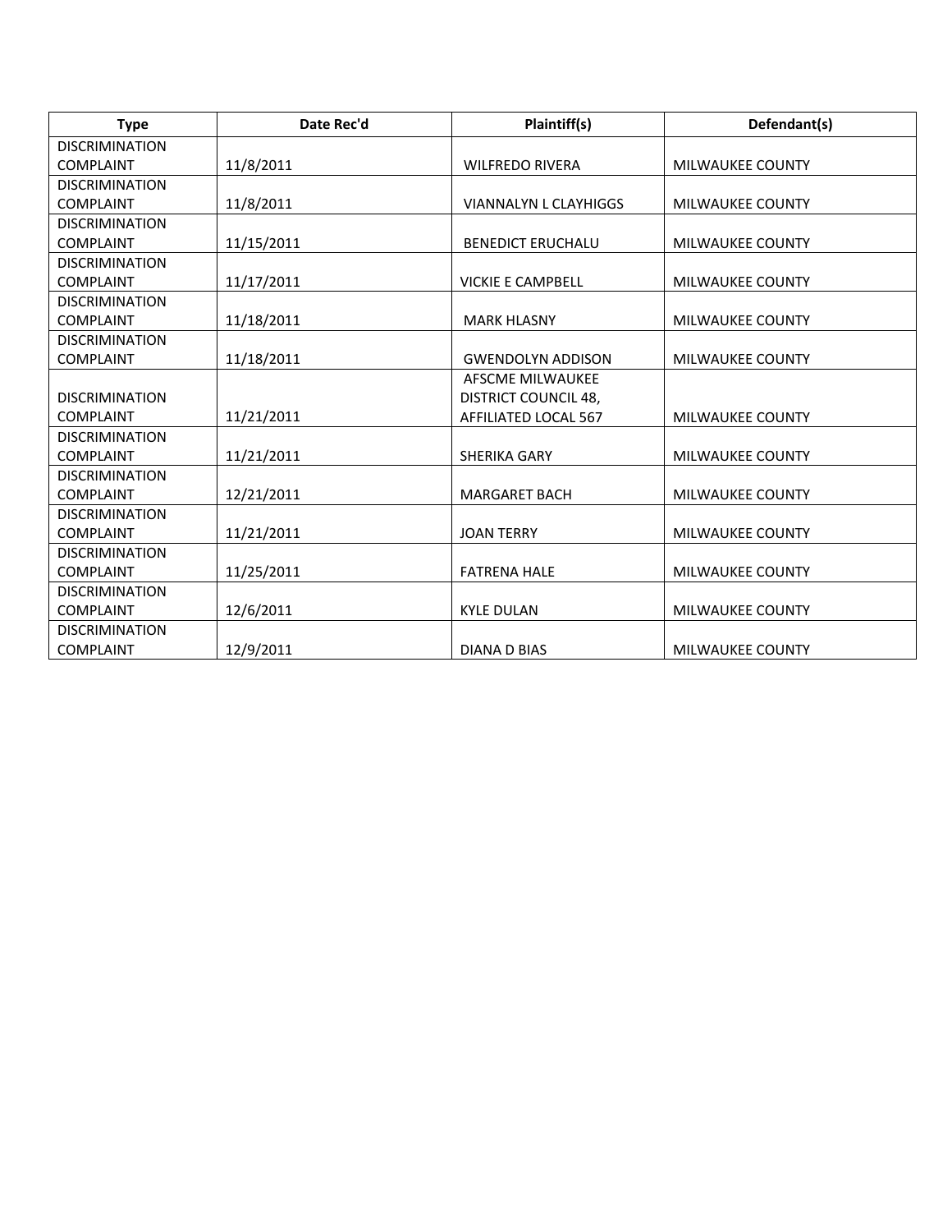| Type | Date Rec'd | Plaintiff(s) | Defendant(s) |
|---|---|---|---|
| DISCRIMINATION COMPLAINT | 11/8/2011 | WILFREDO RIVERA | MILWAUKEE COUNTY |
| DISCRIMINATION COMPLAINT | 11/8/2011 | VIANNALYN L CLAYHIGGS | MILWAUKEE COUNTY |
| DISCRIMINATION COMPLAINT | 11/15/2011 | BENEDICT ERUCHALU | MILWAUKEE COUNTY |
| DISCRIMINATION COMPLAINT | 11/17/2011 | VICKIE E CAMPBELL | MILWAUKEE COUNTY |
| DISCRIMINATION COMPLAINT | 11/18/2011 | MARK HLASNY | MILWAUKEE COUNTY |
| DISCRIMINATION COMPLAINT | 11/18/2011 | GWENDOLYN ADDISON | MILWAUKEE COUNTY |
| DISCRIMINATION COMPLAINT | 11/21/2011 | AFSCME MILWAUKEE DISTRICT COUNCIL 48, AFFILIATED LOCAL 567 | MILWAUKEE COUNTY |
| DISCRIMINATION COMPLAINT | 11/21/2011 | SHERIKA GARY | MILWAUKEE COUNTY |
| DISCRIMINATION COMPLAINT | 12/21/2011 | MARGARET BACH | MILWAUKEE COUNTY |
| DISCRIMINATION COMPLAINT | 11/21/2011 | JOAN TERRY | MILWAUKEE COUNTY |
| DISCRIMINATION COMPLAINT | 11/25/2011 | FATRENA HALE | MILWAUKEE COUNTY |
| DISCRIMINATION COMPLAINT | 12/6/2011 | KYLE DULAN | MILWAUKEE COUNTY |
| DISCRIMINATION COMPLAINT | 12/9/2011 | DIANA D BIAS | MILWAUKEE COUNTY |